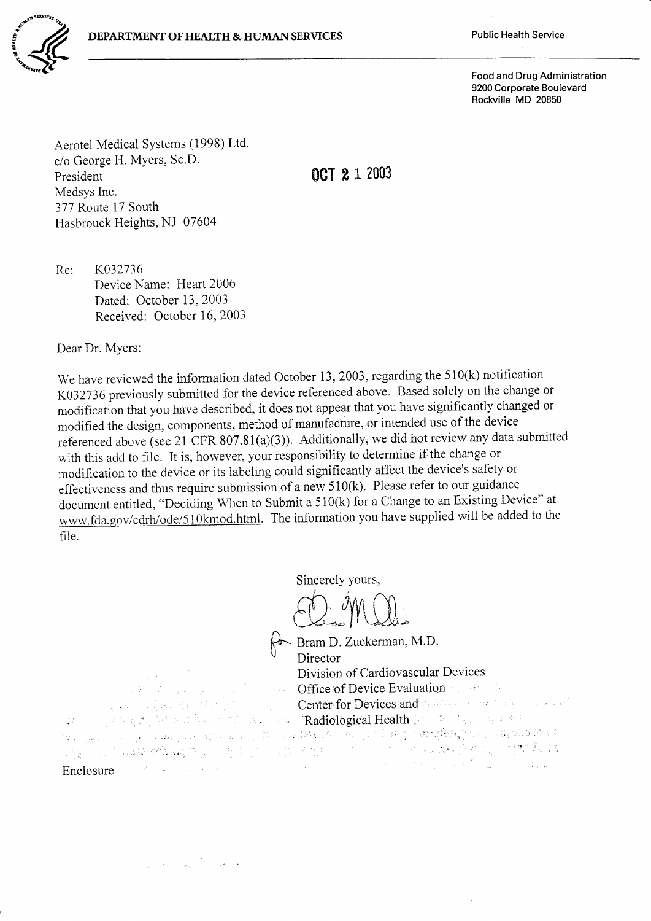DEPARTMENT OF HEALTH & HUMAN SERVICES

Public Health Service

Food and Drug Administration
9200 Corporate Boulevard
Rockville MD 20850

Aerotel Medical Systems (1998) Ltd.
c/o George H. Myers, Sc.D.
President
Medsys Inc.
377 Route 17 South
Hasbrouck Heights, NJ 07604

OCT 21 2003

Re: K032736
Device Name: Heart 2006
Dated: October 13, 2003
Received: October 16, 2003

Dear Dr. Myers:

We have reviewed the information dated October 13, 2003, regarding the 510(k) notification K032736 previously submitted for the device referenced above. Based solely on the change or modification that you have described, it does not appear that you have significantly changed or modified the design, components, method of manufacture, or intended use of the device referenced above (see 21 CFR 807.81(a)(3)). Additionally, we did not review any data submitted with this add to file. It is, however, your responsibility to determine if the change or modification to the device or its labeling could significantly affect the device's safety or effectiveness and thus require submission of a new 510(k). Please refer to our guidance document entitled, "Deciding When to Submit a 510(k) for a Change to an Existing Device" at www.fda.gov/cdrh/ode/510kmod.html. The information you have supplied will be added to the file.

Sincerely yours,

Bram D. Zuckerman, M.D.
Director
Division of Cardiovascular Devices
Office of Device Evaluation
Center for Devices and
Radiological Health

Enclosure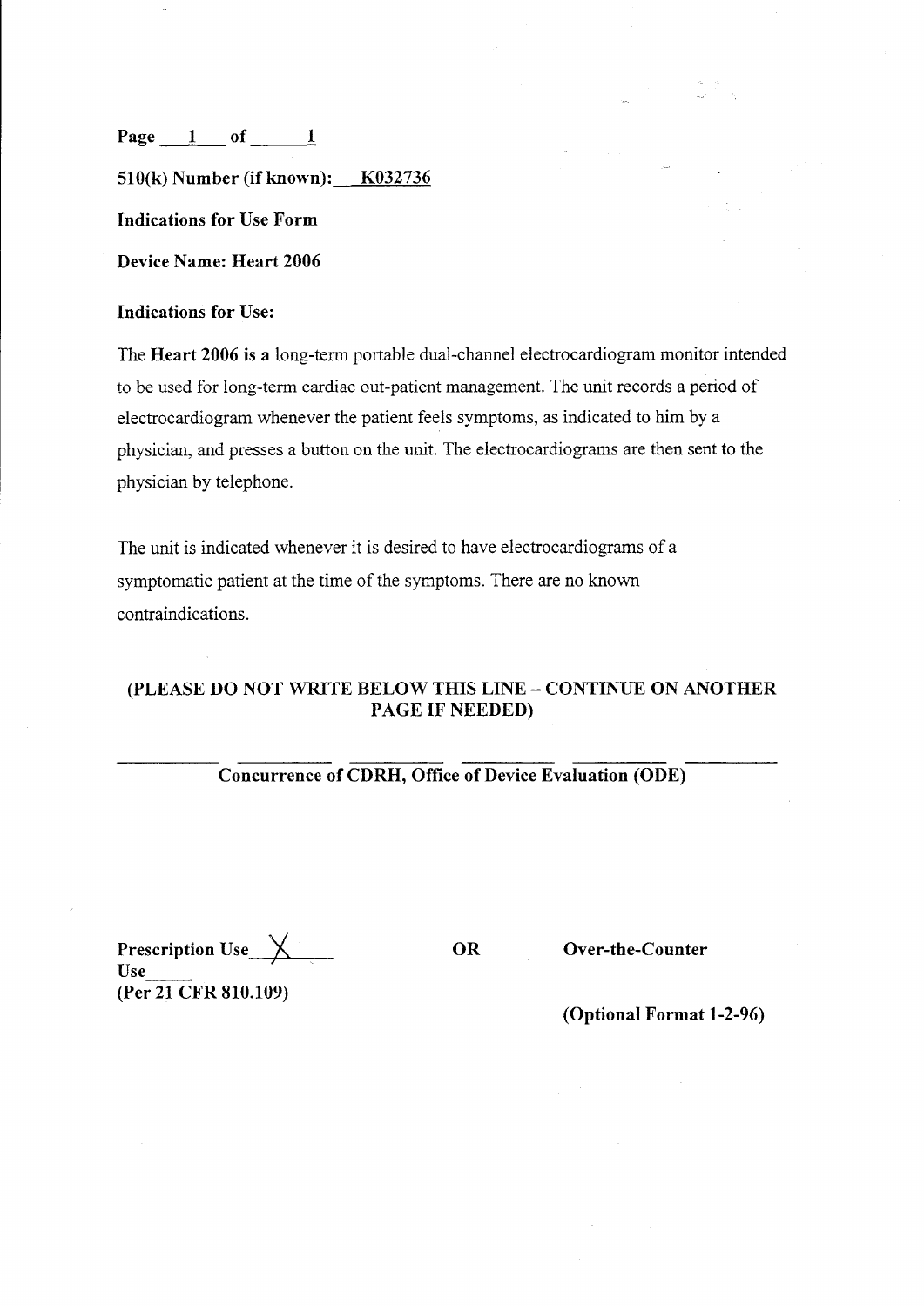Page 1 of 1

510(k) Number (if known): K032736

**Indications for Use Form**

**Device Name: Heart 2006**

**Indications for Use:**

The **Heart 2006 is a** long-term portable dual-channel electrocardiogram monitor intended to be used for long-term cardiac out-patient management. The unit records a period of electrocardiogram whenever the patient feels symptoms, as indicated to him by a physician, and presses a button on the unit. The electrocardiograms are then sent to the physician by telephone.

The unit is indicated whenever it is desired to have electrocardiograms of a symptomatic patient at the time of the symptoms. There are no known contraindications.

**(PLEASE DO NOT WRITE BELOW THIS LINE – CONTINUE ON ANOTHER PAGE IF NEEDED)**

**Concurrence of CDRH, Office of Device Evaluation (ODE)**

**Prescription Use** X **OR** **Over-the-Counter Use** ____
**(Per 21 CFR 810.109)**

**(Optional Format 1-2-96)**